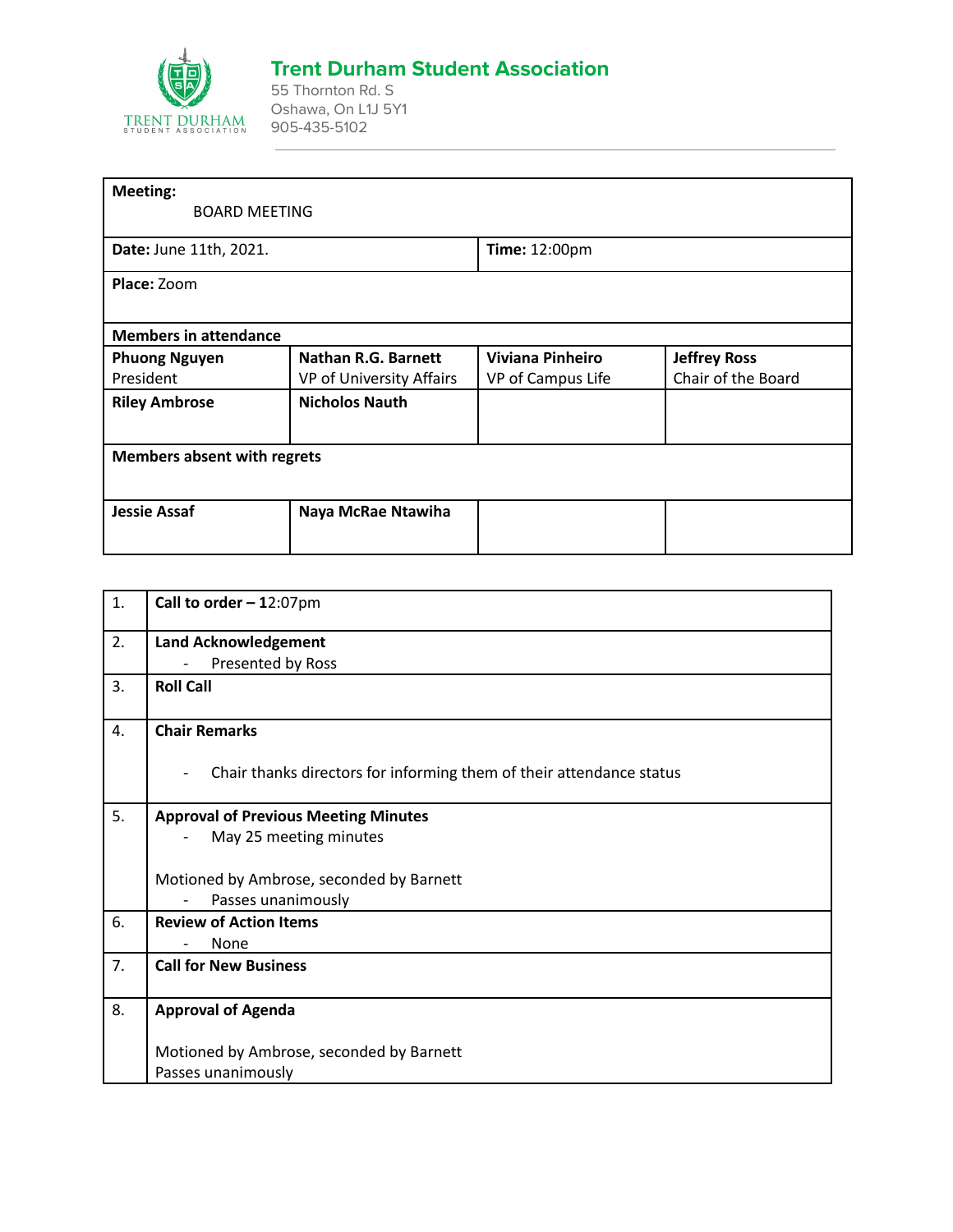# Trent Durham Student Association

55 Thornton Rd. S
Oshawa, On L1J 5Y1
905-435-5102

| **Meeting:** BOARD MEETING | | | |
|---|---|---|---|
| **Date:** June 11th, 2021. | | **Time:** 12:00pm | |
| **Place:** Zoom | | | |
| **Members in attendance** | | | |
| **Phuong Nguyen** President | **Nathan R.G. Barnett** VP of University Affairs | **Viviana Pinheiro** VP of Campus Life | **Jeffrey Ross** Chair of the Board |
| **Riley Ambrose** | **Nicholos Nauth** | | |
| **Members absent with regrets** | | | |
| **Jessie Assaf** | **Naya McRae Ntawiha** | | |

| | |
|---|---|
| 1. | **Call to order – 1**2:07pm |
| 2. | **Land Acknowledgement**<br>- Presented by Ross |
| 3. | **Roll Call** |
| 4. | **Chair Remarks**<br>- Chair thanks directors for informing them of their attendance status |
| 5. | **Approval of Previous Meeting Minutes**<br>- May 25 meeting minutes<br><br>Motioned by Ambrose, seconded by Barnett<br>- Passes unanimously |
| 6. | **Review of Action Items**<br>- None |
| 7. | **Call for New Business** |
| 8. | **Approval of Agenda**<br><br>Motioned by Ambrose, seconded by Barnett<br>Passes unanimously |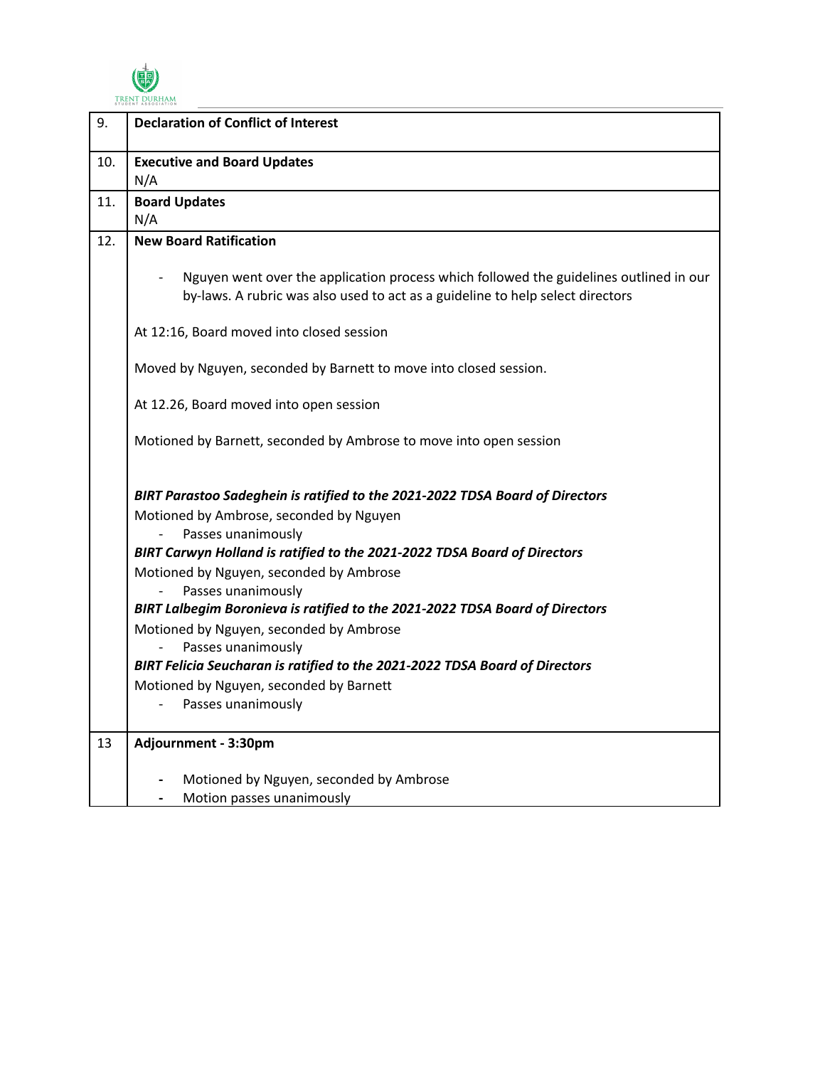| | |
|---|---|
| 9. | **Declaration of Conflict of Interest** |
| 10. | **Executive and Board Updates**<br>N/A |
| 11. | **Board Updates**<br>N/A |
| 12. | **New Board Ratification**<br><br>- Nguyen went over the application process which followed the guidelines outlined in our by-laws. A rubric was also used to act as a guideline to help select directors<br><br>At 12:16, Board moved into closed session<br><br>Moved by Nguyen, seconded by Barnett to move into closed session.<br><br>At 12.26, Board moved into open session<br><br>Motioned by Barnett, seconded by Ambrose to move into open session<br><br>***BIRT Parastoo Sadeghein is ratified to the 2021-2022 TDSA Board of Directors***<br>Motioned by Ambrose, seconded by Nguyen<br>- Passes unanimously<br>***BIRT Carwyn Holland is ratified to the 2021-2022 TDSA Board of Directors***<br>Motioned by Nguyen, seconded by Ambrose<br>- Passes unanimously<br>***BIRT Lalbegim Boronieva is ratified to the 2021-2022 TDSA Board of Directors***<br>Motioned by Nguyen, seconded by Ambrose<br>- Passes unanimously<br>***BIRT Felicia Seucharan is ratified to the 2021-2022 TDSA Board of Directors***<br>Motioned by Nguyen, seconded by Barnett<br>- Passes unanimously |
| 13 | **Adjournment - 3:30pm**<br><br>- Motioned by Nguyen, seconded by Ambrose<br>- Motion passes unanimously |